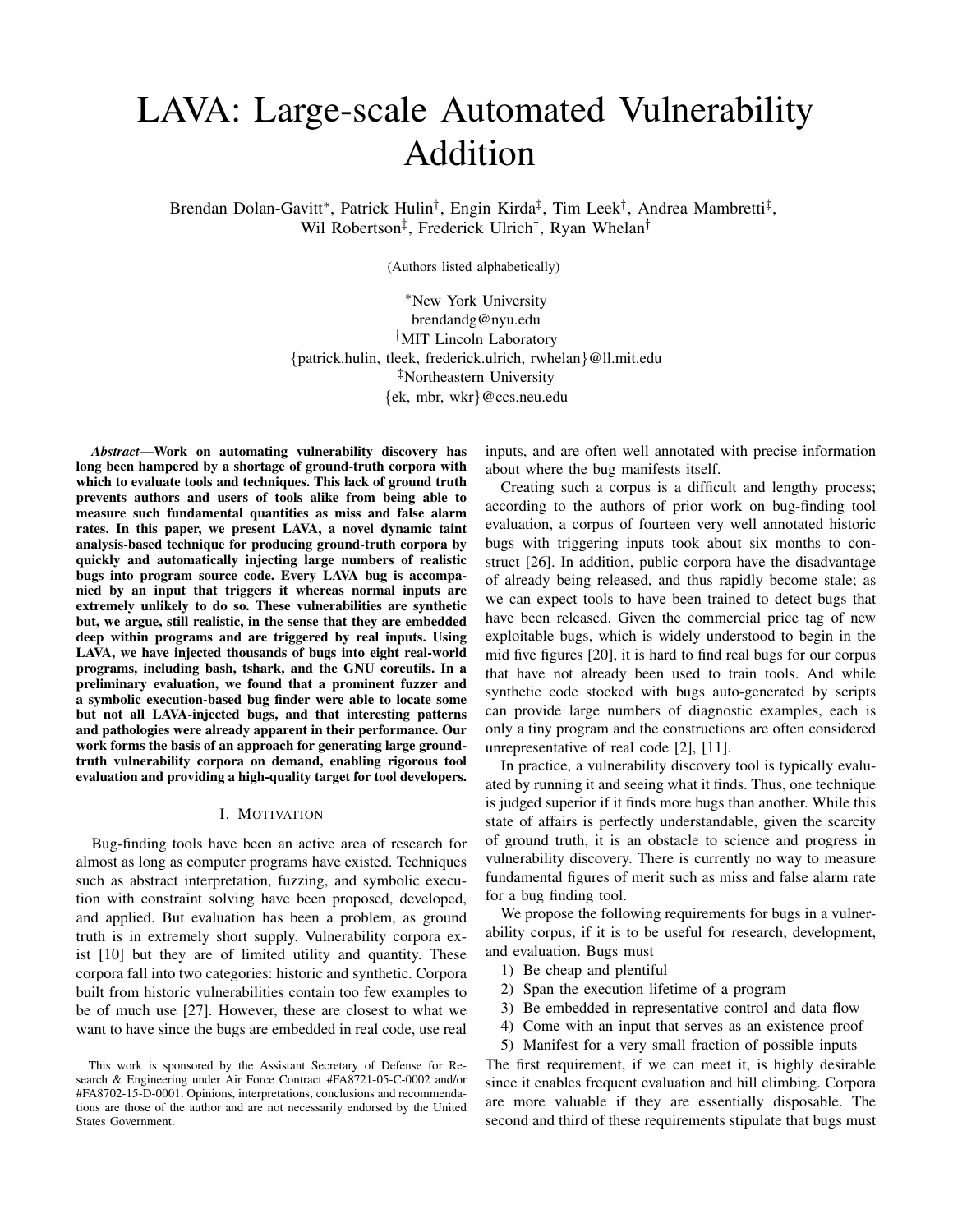# LAVA: Large-scale Automated Vulnerability Addition

Brendan Dolan-Gavitt[*], Patrick Hulin[†], Engin Kirda[‡], Tim Leek[†], Andrea Mambretti[‡], Wil Robertson[‡], Frederick Ulrich[†], Ryan Whelan[†]

(Authors listed alphabetically)

[*]New York University
brendandg@nyu.edu
[†]MIT Lincoln Laboratory
{patrick.hulin, tleek, frederick.ulrich, rwhelan}@ll.mit.edu
[‡]Northeastern University
{ek, mbr, wkr}@ccs.neu.edu

***Abstract*—Work on automating vulnerability discovery has long been hampered by a shortage of ground-truth corpora with which to evaluate tools and techniques. This lack of ground truth prevents authors and users of tools alike from being able to measure such fundamental quantities as miss and false alarm rates. In this paper, we present LAVA, a novel dynamic taint analysis-based technique for producing ground-truth corpora by quickly and automatically injecting large numbers of realistic bugs into program source code. Every LAVA bug is accompanied by an input that triggers it whereas normal inputs are extremely unlikely to do so. These vulnerabilities are synthetic but, we argue, still realistic, in the sense that they are embedded deep within programs and are triggered by real inputs. Using LAVA, we have injected thousands of bugs into eight real-world programs, including bash, tshark, and the GNU coreutils. In a preliminary evaluation, we found that a prominent fuzzer and a symbolic execution-based bug finder were able to locate some but not all LAVA-injected bugs, and that interesting patterns and pathologies were already apparent in their performance. Our work forms the basis of an approach for generating large ground-truth vulnerability corpora on demand, enabling rigorous tool evaluation and providing a high-quality target for tool developers.**

## I. Motivation

Bug-finding tools have been an active area of research for almost as long as computer programs have existed. Techniques such as abstract interpretation, fuzzing, and symbolic execution with constraint solving have been proposed, developed, and applied. But evaluation has been a problem, as ground truth is in extremely short supply. Vulnerability corpora exist [10] but they are of limited utility and quantity. These corpora fall into two categories: historic and synthetic. Corpora built from historic vulnerabilities contain too few examples to be of much use [27]. However, these are closest to what we want to have since the bugs are embedded in real code, use real inputs, and are often well annotated with precise information about where the bug manifests itself.

Creating such a corpus is a difficult and lengthy process; according to the authors of prior work on bug-finding tool evaluation, a corpus of fourteen very well annotated historic bugs with triggering inputs took about six months to construct [26]. In addition, public corpora have the disadvantage of already being released, and thus rapidly become stale; as we can expect tools to have been trained to detect bugs that have been released. Given the commercial price tag of new exploitable bugs, which is widely understood to begin in the mid five figures [20], it is hard to find real bugs for our corpus that have not already been used to train tools. And while synthetic code stocked with bugs auto-generated by scripts can provide large numbers of diagnostic examples, each is only a tiny program and the constructions are often considered unrepresentative of real code [2], [11].

In practice, a vulnerability discovery tool is typically evaluated by running it and seeing what it finds. Thus, one technique is judged superior if it finds more bugs than another. While this state of affairs is perfectly understandable, given the scarcity of ground truth, it is an obstacle to science and progress in vulnerability discovery. There is currently no way to measure fundamental figures of merit such as miss and false alarm rate for a bug finding tool.

We propose the following requirements for bugs in a vulnerability corpus, if it is to be useful for research, development, and evaluation. Bugs must

1) Be cheap and plentiful
2) Span the execution lifetime of a program
3) Be embedded in representative control and data flow
4) Come with an input that serves as an existence proof
5) Manifest for a very small fraction of possible inputs

The first requirement, if we can meet it, is highly desirable since it enables frequent evaluation and hill climbing. Corpora are more valuable if they are essentially disposable. The second and third of these requirements stipulate that bugs must

This work is sponsored by the Assistant Secretary of Defense for Research & Engineering under Air Force Contract #FA8721-05-C-0002 and/or #FA8702-15-D-0001. Opinions, interpretations, conclusions and recommendations are those of the author and are not necessarily endorsed by the United States Government.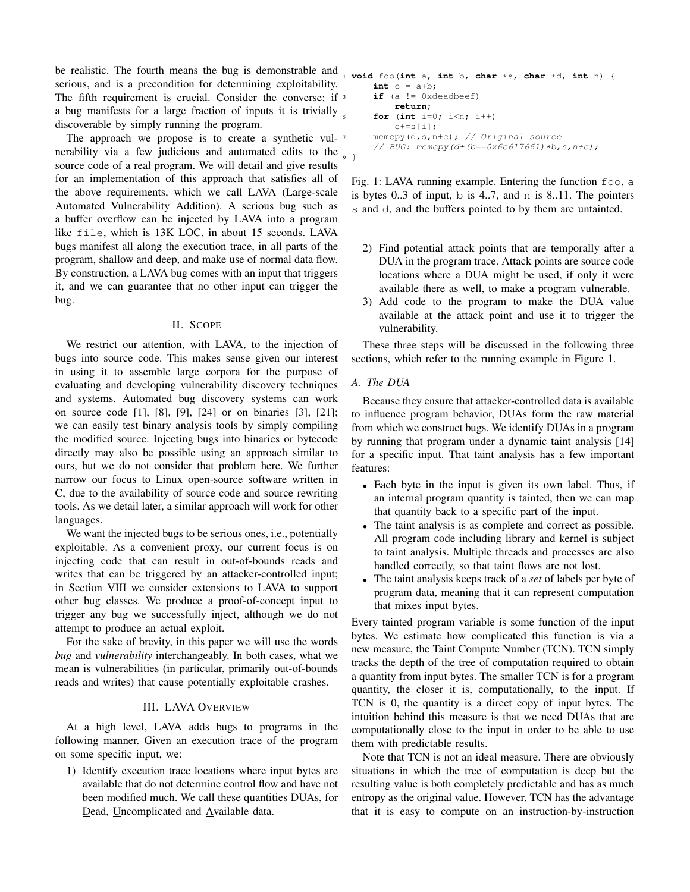be realistic. The fourth means the bug is demonstrable and serious, and is a precondition for determining exploitability. The fifth requirement is crucial. Consider the converse: if a bug manifests for a large fraction of inputs it is trivially discoverable by simply running the program.

The approach we propose is to create a synthetic vulnerability via a few judicious and automated edits to the source code of a real program. We will detail and give results for an implementation of this approach that satisfies all of the above requirements, which we call LAVA (Large-scale Automated Vulnerability Addition). A serious bug such as a buffer overflow can be injected by LAVA into a program like `file`, which is 13K LOC, in about 15 seconds. LAVA bugs manifest all along the execution trace, in all parts of the program, shallow and deep, and make use of normal data flow. By construction, a LAVA bug comes with an input that triggers it, and we can guarantee that no other input can trigger the bug.

## II. Scope

We restrict our attention, with LAVA, to the injection of bugs into source code. This makes sense given our interest in using it to assemble large corpora for the purpose of evaluating and developing vulnerability discovery techniques and systems. Automated bug discovery systems can work on source code [1], [8], [9], [24] or on binaries [3], [21]; we can easily test binary analysis tools by simply compiling the modified source. Injecting bugs into binaries or bytecode directly may also be possible using an approach similar to ours, but we do not consider that problem here. We further narrow our focus to Linux open-source software written in C, due to the availability of source code and source rewriting tools. As we detail later, a similar approach will work for other languages.

We want the injected bugs to be serious ones, i.e., potentially exploitable. As a convenient proxy, our current focus is on injecting code that can result in out-of-bounds reads and writes that can be triggered by an attacker-controlled input; in Section VIII we consider extensions to LAVA to support other bug classes. We produce a proof-of-concept input to trigger any bug we successfully inject, although we do not attempt to produce an actual exploit.

For the sake of brevity, in this paper we will use the words *bug* and *vulnerability* interchangeably. In both cases, what we mean is vulnerabilities (in particular, primarily out-of-bounds reads and writes) that cause potentially exploitable crashes.

## III. LAVA Overview

At a high level, LAVA adds bugs to programs in the following manner. Given an execution trace of the program on some specific input, we:

1) Identify execution trace locations where input bytes are available that do not determine control flow and have not been modified much. We call these quantities DUAs, for Dead, Uncomplicated and Available data.

```
1 void foo(int a, int b, char *s, char *d, int n) {
      int c = a+b;
3     if (a != 0xdeadbeef)
          return;
5     for (int i=0; i<n; i++)
          c+=s[i];
7     memcpy(d,s,n+c); // Original source
      // BUG: memcpy(d+(b==0x6c617661)*b,s,n+c);
9 }
```

Fig. 1: LAVA running example. Entering the function `foo`, `a` is bytes 0..3 of input, `b` is 4..7, and `n` is 8..11. The pointers `s` and `d`, and the buffers pointed to by them are untainted.

2) Find potential attack points that are temporally after a DUA in the program trace. Attack points are source code locations where a DUA might be used, if only it were available there as well, to make a program vulnerable.
3) Add code to the program to make the DUA value available at the attack point and use it to trigger the vulnerability.

These three steps will be discussed in the following three sections, which refer to the running example in Figure 1.

### A. The DUA

Because they ensure that attacker-controlled data is available to influence program behavior, DUAs form the raw material from which we construct bugs. We identify DUAs in a program by running that program under a dynamic taint analysis [14] for a specific input. That taint analysis has a few important features:

- Each byte in the input is given its own label. Thus, if an internal program quantity is tainted, then we can map that quantity back to a specific part of the input.
- The taint analysis is as complete and correct as possible. All program code including library and kernel is subject to taint analysis. Multiple threads and processes are also handled correctly, so that taint flows are not lost.
- The taint analysis keeps track of a ***set*** of labels per byte of program data, meaning that it can represent computation that mixes input bytes.

Every tainted program variable is some function of the input bytes. We estimate how complicated this function is via a new measure, the Taint Compute Number (TCN). TCN simply tracks the depth of the tree of computation required to obtain a quantity from input bytes. The smaller TCN is for a program quantity, the closer it is, computationally, to the input. If TCN is 0, the quantity is a direct copy of input bytes. The intuition behind this measure is that we need DUAs that are computationally close to the input in order to be able to use them with predictable results.

Note that TCN is not an ideal measure. There are obviously situations in which the tree of computation is deep but the resulting value is both completely predictable and has as much entropy as the original value. However, TCN has the advantage that it is easy to compute on an instruction-by-instruction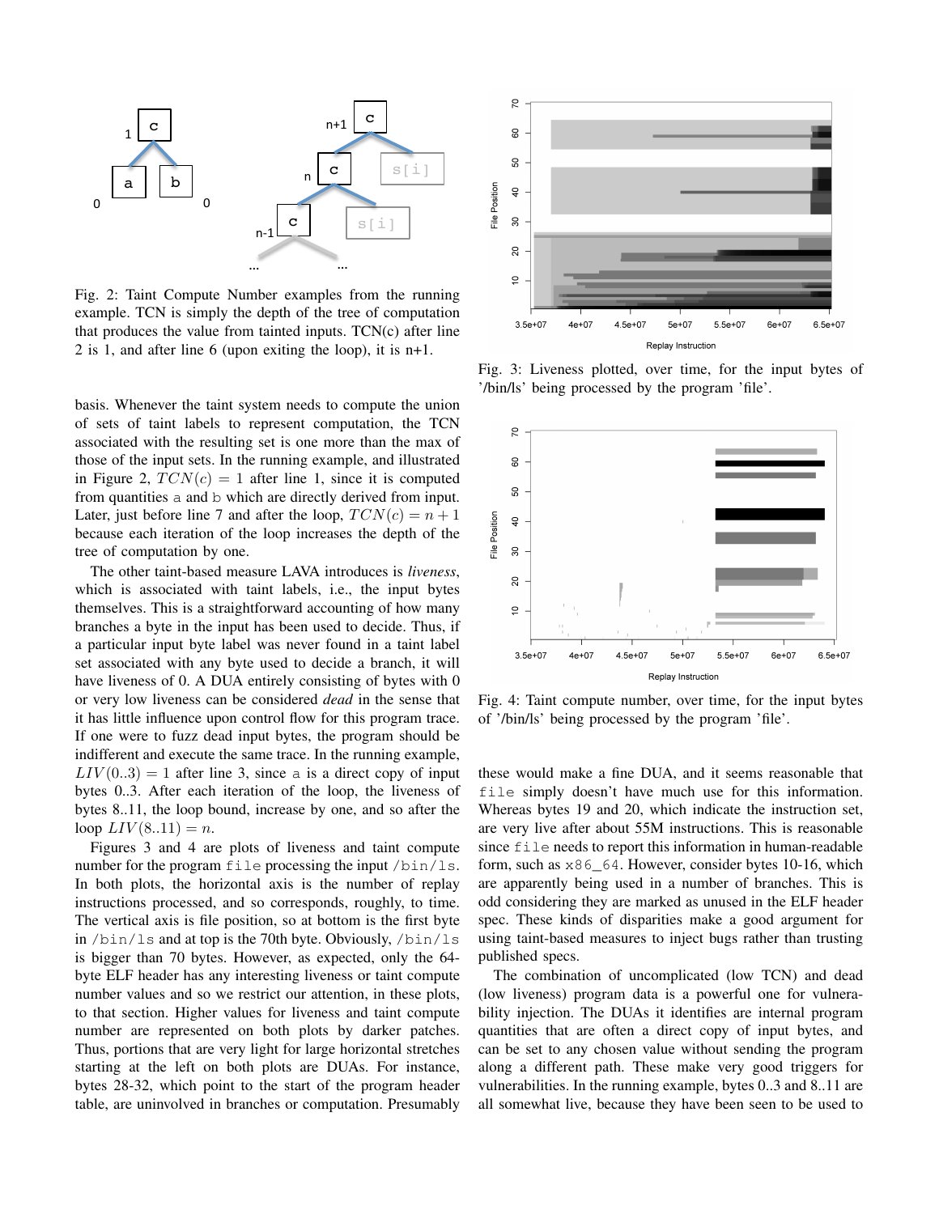1 c

a b

0 0

n+1 c

n c s[i]

n-1 c s[i]

... ...

Fig. 2: Taint Compute Number examples from the running example. TCN is simply the depth of the tree of computation that produces the value from tainted inputs. TCN(c) after line 2 is 1, and after line 6 (upon exiting the loop), it is n+1.

basis. Whenever the taint system needs to compute the union of sets of taint labels to represent computation, the TCN associated with the resulting set is one more than the max of those of the input sets. In the running example, and illustrated in Figure 2, $TCN(c) = 1$ after line 1, since it is computed from quantities a and b which are directly derived from input. Later, just before line 7 and after the loop, $TCN(c) = n + 1$ because each iteration of the loop increases the depth of the tree of computation by one.

The other taint-based measure LAVA introduces is *liveness*, which is associated with taint labels, i.e., the input bytes themselves. This is a straightforward accounting of how many branches a byte in the input has been used to decide. Thus, if a particular input byte label was never found in a taint label set associated with any byte used to decide a branch, it will have liveness of 0. A DUA entirely consisting of bytes with 0 or very low liveness can be considered *dead* in the sense that it has little influence upon control flow for this program trace. If one were to fuzz dead input bytes, the program should be indifferent and execute the same trace. In the running example, $LIV(0..3) = 1$ after line 3, since a is a direct copy of input bytes 0..3. After each iteration of the loop, the liveness of bytes 8..11, the loop bound, increase by one, and so after the loop $LIV(8..11) = n$.

Figures 3 and 4 are plots of liveness and taint compute number for the program file processing the input /bin/ls. In both plots, the horizontal axis is the number of replay instructions processed, and so corresponds, roughly, to time. The vertical axis is file position, so at bottom is the first byte in /bin/ls and at top is the 70th byte. Obviously, /bin/ls is bigger than 70 bytes. However, as expected, only the 64-byte ELF header has any interesting liveness or taint compute number values and so we restrict our attention, in these plots, to that section. Higher values for liveness and taint compute number are represented on both plots by darker patches. Thus, portions that are very light for large horizontal stretches starting at the left on both plots are DUAs. For instance, bytes 28-32, which point to the start of the program header table, are uninvolved in branches or computation. Presumably

File Position
10 20 30 40 50 60 70
3.5e+07 4e+07 4.5e+07 5e+07 5.5e+07 6e+07 6.5e+07
Replay Instruction

Fig. 3: Liveness plotted, over time, for the input bytes of '/bin/ls' being processed by the program 'file'.

File Position
10 20 30 40 50 60 70
3.5e+07 4e+07 4.5e+07 5e+07 5.5e+07 6e+07 6.5e+07
Replay Instruction

Fig. 4: Taint compute number, over time, for the input bytes of '/bin/ls' being processed by the program 'file'.

these would make a fine DUA, and it seems reasonable that file simply doesn't have much use for this information. Whereas bytes 19 and 20, which indicate the instruction set, are very live after about 55M instructions. This is reasonable since file needs to report this information in human-readable form, such as x86_64. However, consider bytes 10-16, which are apparently being used in a number of branches. This is odd considering they are marked as unused in the ELF header spec. These kinds of disparities make a good argument for using taint-based measures to inject bugs rather than trusting published specs.

The combination of uncomplicated (low TCN) and dead (low liveness) program data is a powerful one for vulnerability injection. The DUAs it identifies are internal program quantities that are often a direct copy of input bytes, and can be set to any chosen value without sending the program along a different path. These make very good triggers for vulnerabilities. In the running example, bytes 0..3 and 8..11 are all somewhat live, because they have been seen to be used to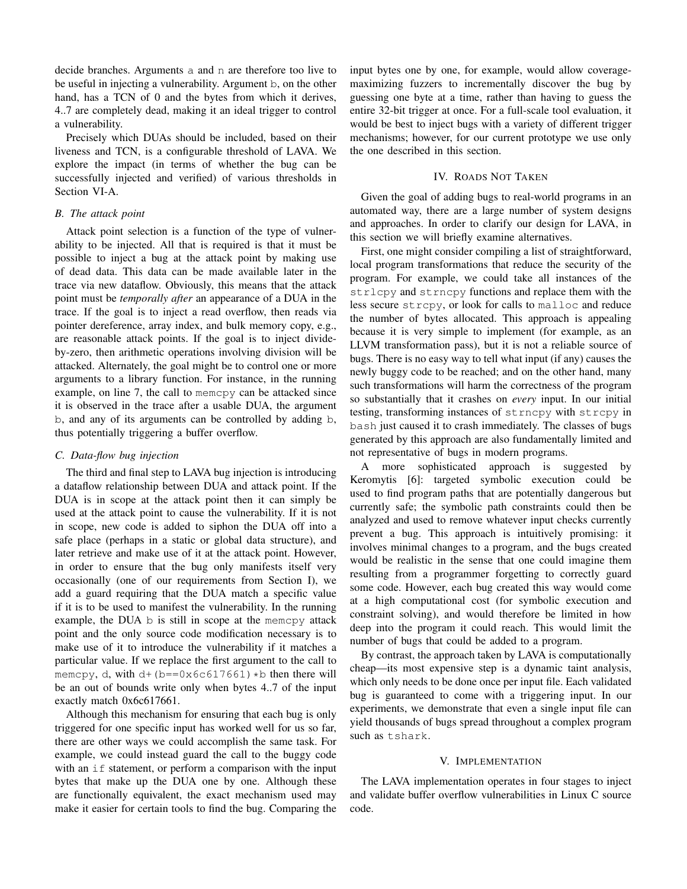decide branches. Arguments `a` and `n` are therefore too live to be useful in injecting a vulnerability. Argument `b`, on the other hand, has a TCN of 0 and the bytes from which it derives, 4..7 are completely dead, making it an ideal trigger to control a vulnerability.

Precisely which DUAs should be included, based on their liveness and TCN, is a configurable threshold of LAVA. We explore the impact (in terms of whether the bug can be successfully injected and verified) of various thresholds in Section VI-A.

### B. The attack point

Attack point selection is a function of the type of vulnerability to be injected. All that is required is that it must be possible to inject a bug at the attack point by making use of dead data. This data can be made available later in the trace via new dataflow. Obviously, this means that the attack point must be *temporally after* an appearance of a DUA in the trace. If the goal is to inject a read overflow, then reads via pointer dereference, array index, and bulk memory copy, e.g., are reasonable attack points. If the goal is to inject divide-by-zero, then arithmetic operations involving division will be attacked. Alternately, the goal might be to control one or more arguments to a library function. For instance, in the running example, on line 7, the call to `memcpy` can be attacked since it is observed in the trace after a usable DUA, the argument `b`, and any of its arguments can be controlled by adding `b`, thus potentially triggering a buffer overflow.

### C. Data-flow bug injection

The third and final step to LAVA bug injection is introducing a dataflow relationship between DUA and attack point. If the DUA is in scope at the attack point then it can simply be used at the attack point to cause the vulnerability. If it is not in scope, new code is added to siphon the DUA off into a safe place (perhaps in a static or global data structure), and later retrieve and make use of it at the attack point. However, in order to ensure that the bug only manifests itself very occasionally (one of our requirements from Section I), we add a guard requiring that the DUA match a specific value if it is to be used to manifest the vulnerability. In the running example, the DUA `b` is still in scope at the `memcpy` attack point and the only source code modification necessary is to make use of it to introduce the vulnerability if it matches a particular value. If we replace the first argument to the call to `memcpy`, `d`, with `d+(b==0x6c617661)*b` then there will be an out of bounds write only when bytes 4..7 of the input exactly match 0x6c617661.

Although this mechanism for ensuring that each bug is only triggered for one specific input has worked well for us so far, there are other ways we could accomplish the same task. For example, we could instead guard the call to the buggy code with an `if` statement, or perform a comparison with the input bytes that make up the DUA one by one. Although these are functionally equivalent, the exact mechanism used may make it easier for certain tools to find the bug. Comparing the input bytes one by one, for example, would allow coverage-maximizing fuzzers to incrementally discover the bug by guessing one byte at a time, rather than having to guess the entire 32-bit trigger at once. For a full-scale tool evaluation, it would be best to inject bugs with a variety of different trigger mechanisms; however, for our current prototype we use only the one described in this section.

## IV. Roads Not Taken

Given the goal of adding bugs to real-world programs in an automated way, there are a large number of system designs and approaches. In order to clarify our design for LAVA, in this section we will briefly examine alternatives.

First, one might consider compiling a list of straightforward, local program transformations that reduce the security of the program. For example, we could take all instances of the `strlcpy` and `strncpy` functions and replace them with the less secure `strcpy`, or look for calls to `malloc` and reduce the number of bytes allocated. This approach is appealing because it is very simple to implement (for example, as an LLVM transformation pass), but it is not a reliable source of bugs. There is no easy way to tell what input (if any) causes the newly buggy code to be reached; and on the other hand, many such transformations will harm the correctness of the program so substantially that it crashes on *every* input. In our initial testing, transforming instances of `strncpy` with `strcpy` in `bash` just caused it to crash immediately. The classes of bugs generated by this approach are also fundamentally limited and not representative of bugs in modern programs.

A more sophisticated approach is suggested by Keromytis [6]: targeted symbolic execution could be used to find program paths that are potentially dangerous but currently safe; the symbolic path constraints could then be analyzed and used to remove whatever input checks currently prevent a bug. This approach is intuitively promising: it involves minimal changes to a program, and the bugs created would be realistic in the sense that one could imagine them resulting from a programmer forgetting to correctly guard some code. However, each bug created this way would come at a high computational cost (for symbolic execution and constraint solving), and would therefore be limited in how deep into the program it could reach. This would limit the number of bugs that could be added to a program.

By contrast, the approach taken by LAVA is computationally cheap—its most expensive step is a dynamic taint analysis, which only needs to be done once per input file. Each validated bug is guaranteed to come with a triggering input. In our experiments, we demonstrate that even a single input file can yield thousands of bugs spread throughout a complex program such as `tshark`.

## V. Implementation

The LAVA implementation operates in four stages to inject and validate buffer overflow vulnerabilities in Linux C source code.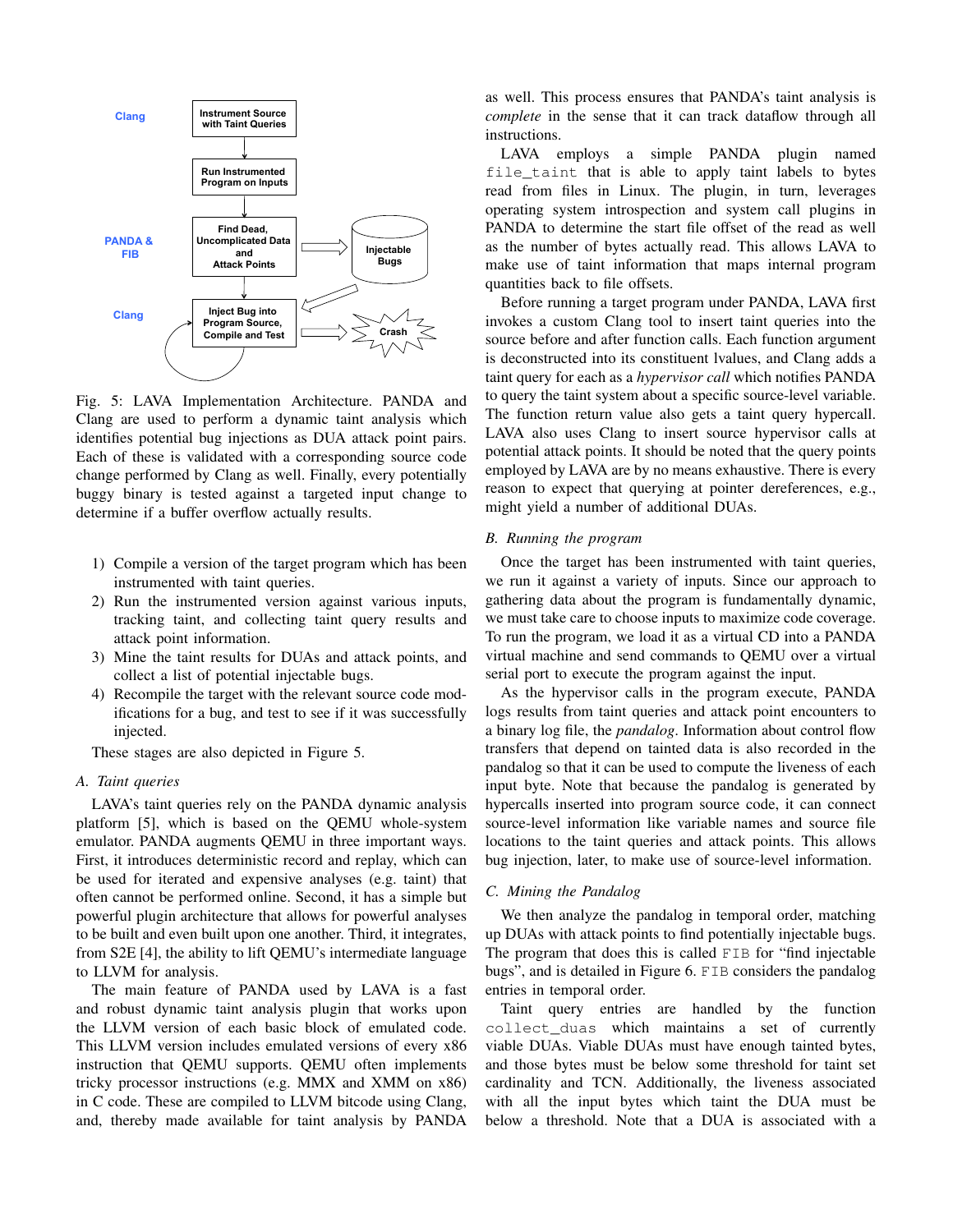Clang

Instrument Source with Taint Queries

Run Instrumented Program on Inputs

PANDA & FIB

Find Dead, Uncomplicated Data and Attack Points

Injectable Bugs

Clang

Inject Bug into Program Source, Compile and Test

Crash

Fig. 5: LAVA Implementation Architecture. PANDA and Clang are used to perform a dynamic taint analysis which identifies potential bug injections as DUA attack point pairs. Each of these is validated with a corresponding source code change performed by Clang as well. Finally, every potentially buggy binary is tested against a targeted input change to determine if a buffer overflow actually results.

1) Compile a version of the target program which has been instrumented with taint queries.
2) Run the instrumented version against various inputs, tracking taint, and collecting taint query results and attack point information.
3) Mine the taint results for DUAs and attack points, and collect a list of potential injectable bugs.
4) Recompile the target with the relevant source code modifications for a bug, and test to see if it was successfully injected.

These stages are also depicted in Figure 5.

### A. Taint queries

LAVA's taint queries rely on the PANDA dynamic analysis platform [5], which is based on the QEMU whole-system emulator. PANDA augments QEMU in three important ways. First, it introduces deterministic record and replay, which can be used for iterated and expensive analyses (e.g. taint) that often cannot be performed online. Second, it has a simple but powerful plugin architecture that allows for powerful analyses to be built and even built upon one another. Third, it integrates, from S2E [4], the ability to lift QEMU's intermediate language to LLVM for analysis.

The main feature of PANDA used by LAVA is a fast and robust dynamic taint analysis plugin that works upon the LLVM version of each basic block of emulated code. This LLVM version includes emulated versions of every x86 instruction that QEMU supports. QEMU often implements tricky processor instructions (e.g. MMX and XMM on x86) in C code. These are compiled to LLVM bitcode using Clang, and, thereby made available for taint analysis by PANDA as well. This process ensures that PANDA's taint analysis is *complete* in the sense that it can track dataflow through all instructions.

LAVA employs a simple PANDA plugin named `file_taint` that is able to apply taint labels to bytes read from files in Linux. The plugin, in turn, leverages operating system introspection and system call plugins in PANDA to determine the start file offset of the read as well as the number of bytes actually read. This allows LAVA to make use of taint information that maps internal program quantities back to file offsets.

Before running a target program under PANDA, LAVA first invokes a custom Clang tool to insert taint queries into the source before and after function calls. Each function argument is deconstructed into its constituent lvalues, and Clang adds a taint query for each as a *hypervisor call* which notifies PANDA to query the taint system about a specific source-level variable. The function return value also gets a taint query hypercall. LAVA also uses Clang to insert source hypervisor calls at potential attack points. It should be noted that the query points employed by LAVA are by no means exhaustive. There is every reason to expect that querying at pointer dereferences, e.g., might yield a number of additional DUAs.

### B. Running the program

Once the target has been instrumented with taint queries, we run it against a variety of inputs. Since our approach to gathering data about the program is fundamentally dynamic, we must take care to choose inputs to maximize code coverage. To run the program, we load it as a virtual CD into a PANDA virtual machine and send commands to QEMU over a virtual serial port to execute the program against the input.

As the hypervisor calls in the program execute, PANDA logs results from taint queries and attack point encounters to a binary log file, the *pandalog*. Information about control flow transfers that depend on tainted data is also recorded in the pandalog so that it can be used to compute the liveness of each input byte. Note that because the pandalog is generated by hypercalls inserted into program source code, it can connect source-level information like variable names and source file locations to the taint queries and attack points. This allows bug injection, later, to make use of source-level information.

### C. Mining the Pandalog

We then analyze the pandalog in temporal order, matching up DUAs with attack points to find potentially injectable bugs. The program that does this is called `FIB` for "find injectable bugs", and is detailed in Figure 6. `FIB` considers the pandalog entries in temporal order.

Taint query entries are handled by the function `collect_duas` which maintains a set of currently viable DUAs. Viable DUAs must have enough tainted bytes, and those bytes must be below some threshold for taint set cardinality and TCN. Additionally, the liveness associated with all the input bytes which taint the DUA must be below a threshold. Note that a DUA is associated with a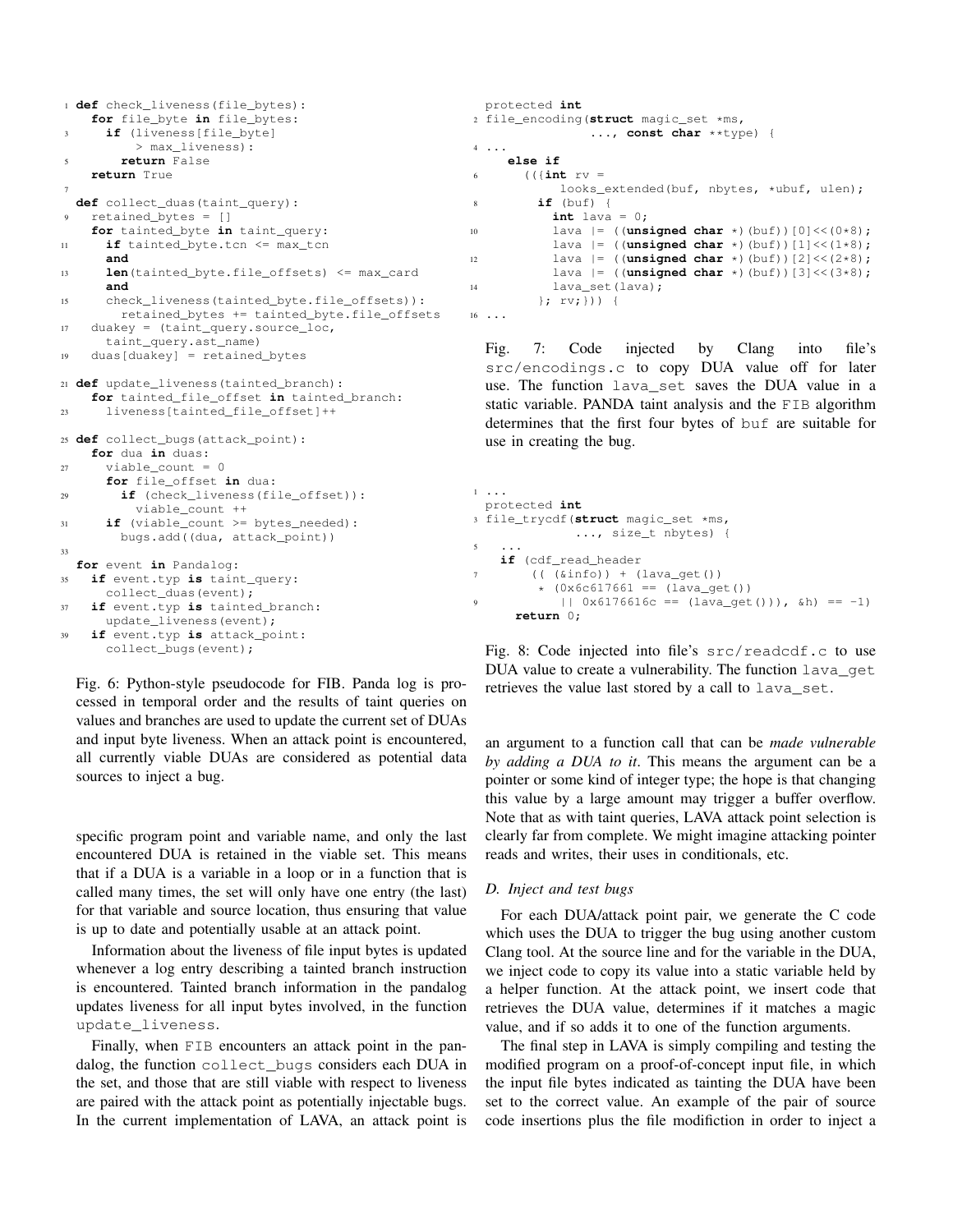```python
def check_liveness(file_bytes):
  for file_byte in file_bytes:
    if (liveness[file_byte]
          > max_liveness):
      return False
  return True

def collect_duas(taint_query):
  retained_bytes = []
  for tainted_byte in taint_query:
    if tainted_byte.tcn <= max_tcn
    and
    len(tainted_byte.file_offsets) <= max_card
    and
    check_liveness(tainted_byte.file_offsets)):
      retained_bytes += tainted_byte.file_offsets
  duakey = (taint_query.source_loc,
    taint_query.ast_name)
  duas[duakey] = retained_bytes

def update_liveness(tainted_branch):
  for tainted_file_offset in tainted_branch:
    liveness[tainted_file_offset]++

def collect_bugs(attack_point):
  for dua in duas:
    viable_count = 0
    for file_offset in dua:
      if (check_liveness(file_offset)):
        viable_count ++
    if (viable_count >= bytes_needed):
      bugs.add((dua, attack_point))

for event in Pandalog:
  if event.typ is taint_query:
    collect_duas(event);
  if event.typ is tainted_branch:
    update_liveness(event);
  if event.typ is attack_point:
    collect_bugs(event);
```

Fig. 6: Python-style pseudocode for FIB. Panda log is processed in temporal order and the results of taint queries on values and branches are used to update the current set of DUAs and input byte liveness. When an attack point is encountered, all currently viable DUAs are considered as potential data sources to inject a bug.

specific program point and variable name, and only the last encountered DUA is retained in the viable set. This means that if a DUA is a variable in a loop or in a function that is called many times, the set will only have one entry (the last) for that variable and source location, thus ensuring that value is up to date and potentially usable at an attack point.

Information about the liveness of file input bytes is updated whenever a log entry describing a tainted branch instruction is encountered. Tainted branch information in the pandalog updates liveness for all input bytes involved, in the function `update_liveness`.

Finally, when FIB encounters an attack point in the pandalog, the function `collect_bugs` considers each DUA in the set, and those that are still viable with respect to liveness are paired with the attack point as potentially injectable bugs. In the current implementation of LAVA, an attack point is

```c
protected int
file_encoding(struct magic_set *ms,
              ..., const char **type) {
...
   else if
     (({int rv =
          looks_extended(buf, nbytes, *ubuf, ulen);
       if (buf) {
         int lava = 0;
         lava |= ((unsigned char *)(buf))[0]<<(0*8);
         lava |= ((unsigned char *)(buf))[1]<<(1*8);
         lava |= ((unsigned char *)(buf))[2]<<(2*8);
         lava |= ((unsigned char *)(buf))[3]<<(3*8);
         lava_set(lava);
       }; rv;})) {
...
```

Fig. 7: Code injected by Clang into file's `src/encodings.c` to copy DUA value off for later use. The function `lava_set` saves the DUA value in a static variable. PANDA taint analysis and the FIB algorithm determines that the first four bytes of `buf` are suitable for use in creating the bug.

```c
...
protected int
file_trycdf(struct magic_set *ms,
            ..., size_t nbytes) {
  ...
  if (cdf_read_header
      (( (&info)) + (lava_get())
       * (0x6c617661 == (lava_get())
          || 0x6176616c == (lava_get())), &h) == -1)
    return 0;
```

Fig. 8: Code injected into file's `src/readcdf.c` to use DUA value to create a vulnerability. The function `lava_get` retrieves the value last stored by a call to `lava_set`.

an argument to a function call that can be *made vulnerable by adding a DUA to it*. This means the argument can be a pointer or some kind of integer type; the hope is that changing this value by a large amount may trigger a buffer overflow. Note that as with taint queries, LAVA attack point selection is clearly far from complete. We might imagine attacking pointer reads and writes, their uses in conditionals, etc.

### D. Inject and test bugs

For each DUA/attack point pair, we generate the C code which uses the DUA to trigger the bug using another custom Clang tool. At the source line and for the variable in the DUA, we inject code to copy its value into a static variable held by a helper function. At the attack point, we insert code that retrieves the DUA value, determines if it matches a magic value, and if so adds it to one of the function arguments.

The final step in LAVA is simply compiling and testing the modified program on a proof-of-concept input file, in which the input file bytes indicated as tainting the DUA have been set to the correct value. An example of the pair of source code insertions plus the file modifiction in order to inject a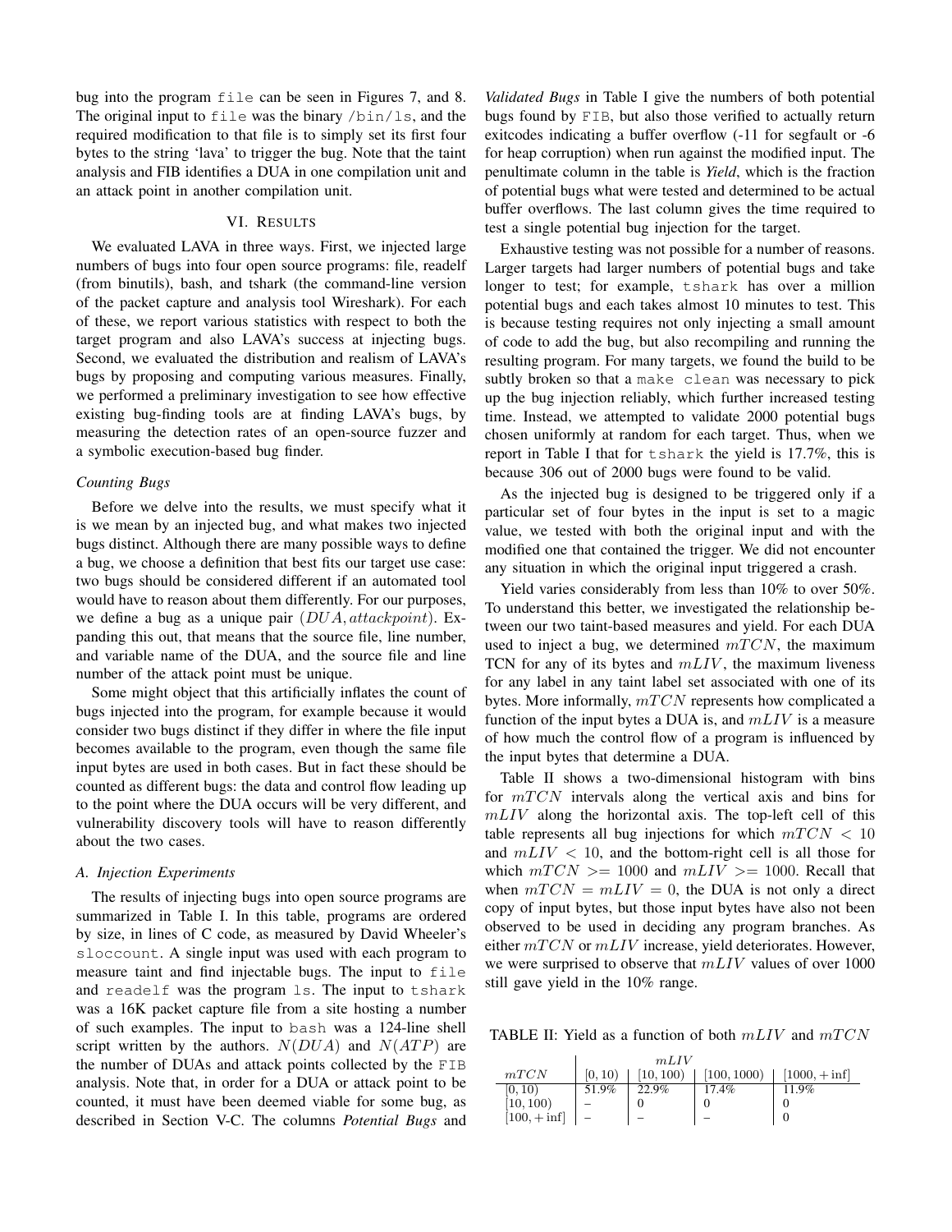bug into the program `file` can be seen in Figures 7, and 8. The original input to `file` was the binary `/bin/ls`, and the required modification to that file is to simply set its first four bytes to the string 'lava' to trigger the bug. Note that the taint analysis and FIB identifies a DUA in one compilation unit and an attack point in another compilation unit.

## VI. Results

We evaluated LAVA in three ways. First, we injected large numbers of bugs into four open source programs: file, readelf (from binutils), bash, and tshark (the command-line version of the packet capture and analysis tool Wireshark). For each of these, we report various statistics with respect to both the target program and also LAVA's success at injecting bugs. Second, we evaluated the distribution and realism of LAVA's bugs by proposing and computing various measures. Finally, we performed a preliminary investigation to see how effective existing bug-finding tools are at finding LAVA's bugs, by measuring the detection rates of an open-source fuzzer and a symbolic execution-based bug finder.

### *Counting Bugs*

Before we delve into the results, we must specify what it is we mean by an injected bug, and what makes two injected bugs distinct. Although there are many possible ways to define a bug, we choose a definition that best fits our target use case: two bugs should be considered different if an automated tool would have to reason about them differently. For our purposes, we define a bug as a unique pair $(DUA, attackpoint)$. Expanding this out, that means that the source file, line number, and variable name of the DUA, and the source file and line number of the attack point must be unique.

Some might object that this artificially inflates the count of bugs injected into the program, for example because it would consider two bugs distinct if they differ in where the file input becomes available to the program, even though the same file input bytes are used in both cases. But in fact these should be counted as different bugs: the data and control flow leading up to the point where the DUA occurs will be very different, and vulnerability discovery tools will have to reason differently about the two cases.

### *A. Injection Experiments*

The results of injecting bugs into open source programs are summarized in Table I. In this table, programs are ordered by size, in lines of C code, as measured by David Wheeler's `sloccount`. A single input was used with each program to measure taint and find injectable bugs. The input to `file` and `readelf` was the program `ls`. The input to `tshark` was a 16K packet capture file from a site hosting a number of such examples. The input to `bash` was a 124-line shell script written by the authors. $N(DUA)$ and $N(ATP)$ are the number of DUAs and attack points collected by the `FIB` analysis. Note that, in order for a DUA or attack point to be counted, it must have been deemed viable for some bug, as described in Section V-C. The columns *Potential Bugs* and *Validated Bugs* in Table I give the numbers of both potential bugs found by `FIB`, but also those verified to actually return exitcodes indicating a buffer overflow (-11 for segfault or -6 for heap corruption) when run against the modified input. The penultimate column in the table is *Yield*, which is the fraction of potential bugs what were tested and determined to be actual buffer overflows. The last column gives the time required to test a single potential bug injection for the target.

Exhaustive testing was not possible for a number of reasons. Larger targets had larger numbers of potential bugs and take longer to test; for example, `tshark` has over a million potential bugs and each takes almost 10 minutes to test. This is because testing requires not only injecting a small amount of code to add the bug, but also recompiling and running the resulting program. For many targets, we found the build to be subtly broken so that a `make clean` was necessary to pick up the bug injection reliably, which further increased testing time. Instead, we attempted to validate 2000 potential bugs chosen uniformly at random for each target. Thus, when we report in Table I that for `tshark` the yield is 17.7%, this is because 306 out of 2000 bugs were found to be valid.

As the injected bug is designed to be triggered only if a particular set of four bytes in the input is set to a magic value, we tested with both the original input and with the modified one that contained the trigger. We did not encounter any situation in which the original input triggered a crash.

Yield varies considerably from less than 10% to over 50%. To understand this better, we investigated the relationship between our two taint-based measures and yield. For each DUA used to inject a bug, we determined $mTCN$, the maximum TCN for any of its bytes and $mLIV$, the maximum liveness for any label in any taint label set associated with one of its bytes. More informally, $mTCN$ represents how complicated a function of the input bytes a DUA is, and $mLIV$ is a measure of how much the control flow of a program is influenced by the input bytes that determine a DUA.

Table II shows a two-dimensional histogram with bins for $mTCN$ intervals along the vertical axis and bins for $mLIV$ along the horizontal axis. The top-left cell of this table represents all bug injections for which $mTCN < 10$ and $mLIV < 10$, and the bottom-right cell is all those for which $mTCN >= 1000$ and $mLIV >= 1000$. Recall that when $mTCN = mLIV = 0$, the DUA is not only a direct copy of input bytes, but those input bytes have also not been observed to be used in deciding any program branches. As either $mTCN$ or $mLIV$ increase, yield deteriorates. However, we were surprised to observe that $mLIV$ values of over 1000 still gave yield in the 10% range.

TABLE II: Yield as a function of both $mLIV$ and $mTCN$

| | $mLIV$ | | | |
|---|---|---|---|---|
| $mTCN$ | $[0, 10)$ | $[10, 100)$ | $[100, 1000)$ | $[1000, +\inf]$ |
| $[0, 10)$ | 51.9% | 22.9% | 17.4% | 11.9% |
| $[10, 100)$ | – | 0 | 0 | 0 |
| $[100, +\inf]$ | – | – | – | 0 |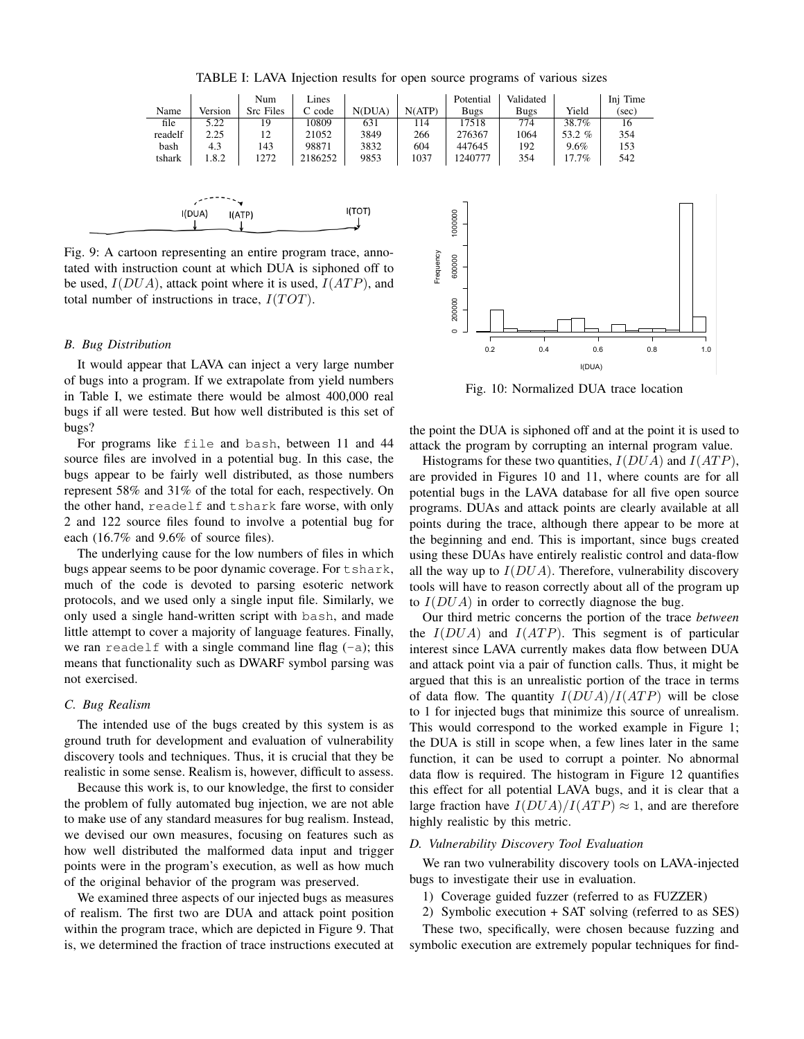TABLE I: LAVA Injection results for open source programs of various sizes

| Name | Version | Num Src Files | Lines C code | N(DUA) | N(ATP) | Potential Bugs | Validated Bugs | Yield | Inj Time (sec) |
|---|---|---|---|---|---|---|---|---|---|
| file | 5.22 | 19 | 10809 | 631 | 114 | 17518 | 774 | 38.7% | 16 |
| readelf | 2.25 | 12 | 21052 | 3849 | 266 | 276367 | 1064 | 53.2 % | 354 |
| bash | 4.3 | 143 | 98871 | 3832 | 604 | 447645 | 192 | 9.6% | 153 |
| tshark | 1.8.2 | 1272 | 2186252 | 9853 | 1037 | 1240777 | 354 | 17.7% | 542 |

I(DUA)
I(ATP)
I(TOT)

Fig. 9: A cartoon representing an entire program trace, annotated with instruction count at which DUA is siphoned off to be used, $I(DUA)$, attack point where it is used, $I(ATP)$, and total number of instructions in trace, $I(TOT)$.

### B. Bug Distribution

It would appear that LAVA can inject a very large number of bugs into a program. If we extrapolate from yield numbers in Table I, we estimate there would be almost 400,000 real bugs if all were tested. But how well distributed is this set of bugs?

For programs like `file` and `bash`, between 11 and 44 source files are involved in a potential bug. In this case, the bugs appear to be fairly well distributed, as those numbers represent 58% and 31% of the total for each, respectively. On the other hand, `readelf` and `tshark` fare worse, with only 2 and 122 source files found to involve a potential bug for each (16.7% and 9.6% of source files).

The underlying cause for the low numbers of files in which bugs appear seems to be poor dynamic coverage. For `tshark`, much of the code is devoted to parsing esoteric network protocols, and we used only a single input file. Similarly, we only used a single hand-written script with `bash`, and made little attempt to cover a majority of language features. Finally, we ran `readelf` with a single command line flag (`-a`); this means that functionality such as DWARF symbol parsing was not exercised.

### C. Bug Realism

The intended use of the bugs created by this system is as ground truth for development and evaluation of vulnerability discovery tools and techniques. Thus, it is crucial that they be realistic in some sense. Realism is, however, difficult to assess.

Because this work is, to our knowledge, the first to consider the problem of fully automated bug injection, we are not able to make use of any standard measures for bug realism. Instead, we devised our own measures, focusing on features such as how well distributed the malformed data input and trigger points were in the program's execution, as well as how much of the original behavior of the program was preserved.

We examined three aspects of our injected bugs as measures of realism. The first two are DUA and attack point position within the program trace, which are depicted in Figure 9. That is, we determined the fraction of trace instructions executed at

Frequency
0
200000
600000
1000000
0.2
0.4
0.6
0.8
1.0
I(DUA)

Fig. 10: Normalized DUA trace location

the point the DUA is siphoned off and at the point it is used to attack the program by corrupting an internal program value.

Histograms for these two quantities, $I(DUA)$ and $I(ATP)$, are provided in Figures 10 and 11, where counts are for all potential bugs in the LAVA database for all five open source programs. DUAs and attack points are clearly available at all points during the trace, although there appear to be more at the beginning and end. This is important, since bugs created using these DUAs have entirely realistic control and data-flow all the way up to $I(DUA)$. Therefore, vulnerability discovery tools will have to reason correctly about all of the program up to $I(DUA)$ in order to correctly diagnose the bug.

Our third metric concerns the portion of the trace *between* the $I(DUA)$ and $I(ATP)$. This segment is of particular interest since LAVA currently makes data flow between DUA and attack point via a pair of function calls. Thus, it might be argued that this is an unrealistic portion of the trace in terms of data flow. The quantity $I(DUA)/I(ATP)$ will be close to 1 for injected bugs that minimize this source of unrealism. This would correspond to the worked example in Figure 1; the DUA is still in scope when, a few lines later in the same function, it can be used to corrupt a pointer. No abnormal data flow is required. The histogram in Figure 12 quantifies this effect for all potential LAVA bugs, and it is clear that a large fraction have $I(DUA)/I(ATP) \approx 1$, and are therefore highly realistic by this metric.

### D. Vulnerability Discovery Tool Evaluation

We ran two vulnerability discovery tools on LAVA-injected bugs to investigate their use in evaluation.

1) Coverage guided fuzzer (referred to as FUZZER)
2) Symbolic execution + SAT solving (referred to as SES)

These two, specifically, were chosen because fuzzing and symbolic execution are extremely popular techniques for find-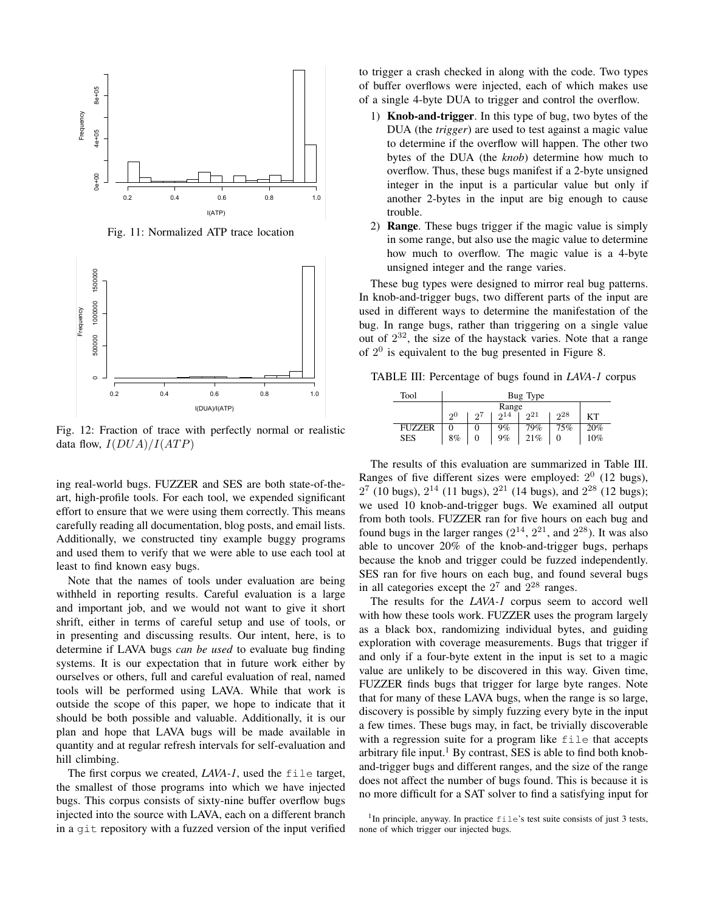Frequency

8e+05

4e+05

0e+00

0.2 0.4 0.6 0.8 1.0

I(ATP)

Fig. 11: Normalized ATP trace location

Frequency

1500000

1000000

500000

0

0.2 0.4 0.6 0.8 1.0

I(DUA)/I(ATP)

Fig. 12: Fraction of trace with perfectly normal or realistic data flow, $I(DUA)/I(ATP)$

ing real-world bugs. FUZZER and SES are both state-of-the-art, high-profile tools. For each tool, we expended significant effort to ensure that we were using them correctly. This means carefully reading all documentation, blog posts, and email lists. Additionally, we constructed tiny example buggy programs and used them to verify that we were able to use each tool at least to find known easy bugs.

Note that the names of tools under evaluation are being withheld in reporting results. Careful evaluation is a large and important job, and we would not want to give it short shrift, either in terms of careful setup and use of tools, or in presenting and discussing results. Our intent, here, is to determine if LAVA bugs *can be used* to evaluate bug finding systems. It is our expectation that in future work either by ourselves or others, full and careful evaluation of real, named tools will be performed using LAVA. While that work is outside the scope of this paper, we hope to indicate that it should be both possible and valuable. Additionally, it is our plan and hope that LAVA bugs will be made available in quantity and at regular refresh intervals for self-evaluation and hill climbing.

The first corpus we created, *LAVA-1*, used the `file` target, the smallest of those programs into which we have injected bugs. This corpus consists of sixty-nine buffer overflow bugs injected into the source with LAVA, each on a different branch in a `git` repository with a fuzzed version of the input verified to trigger a crash checked in along with the code. Two types of buffer overflows were injected, each of which makes use of a single 4-byte DUA to trigger and control the overflow.

1) **Knob-and-trigger**. In this type of bug, two bytes of the DUA (the *trigger*) are used to test against a magic value to determine if the overflow will happen. The other two bytes of the DUA (the *knob*) determine how much to overflow. Thus, these bugs manifest if a 2-byte unsigned integer in the input is a particular value but only if another 2-bytes in the input are big enough to cause trouble.
2) **Range**. These bugs trigger if the magic value is simply in some range, but also use the magic value to determine how much to overflow. The magic value is a 4-byte unsigned integer and the range varies.

These bug types were designed to mirror real bug patterns. In knob-and-trigger bugs, two different parts of the input are used in different ways to determine the manifestation of the bug. In range bugs, rather than triggering on a single value out of $2^{32}$, the size of the haystack varies. Note that a range of $2^0$ is equivalent to the bug presented in Figure 8.

TABLE III: Percentage of bugs found in *LAVA-1* corpus

| Tool | Bug Type | | | | | |
|---|---|---|---|---|---|---|
| | Range | | | | | |
| | $2^0$ | $2^7$ | $2^{14}$ | $2^{21}$ | $2^{28}$ | KT |
| FUZZER | 0 | 0 | 9% | 79% | 75% | 20% |
| SES | 8% | 0 | 9% | 21% | 0 | 10% |

The results of this evaluation are summarized in Table III. Ranges of five different sizes were employed: $2^0$ (12 bugs), $2^7$ (10 bugs), $2^{14}$ (11 bugs), $2^{21}$ (14 bugs), and $2^{28}$ (12 bugs); we used 10 knob-and-trigger bugs. We examined all output from both tools. FUZZER ran for five hours on each bug and found bugs in the larger ranges ($2^{14}$, $2^{21}$, and $2^{28}$). It was also able to uncover 20% of the knob-and-trigger bugs, perhaps because the knob and trigger could be fuzzed independently. SES ran for five hours on each bug, and found several bugs in all categories except the $2^7$ and $2^{28}$ ranges.

The results for the *LAVA-1* corpus seem to accord well with how these tools work. FUZZER uses the program largely as a black box, randomizing individual bytes, and guiding exploration with coverage measurements. Bugs that trigger if and only if a four-byte extent in the input is set to a magic value are unlikely to be discovered in this way. Given time, FUZZER finds bugs that trigger for large byte ranges. Note that for many of these LAVA bugs, when the range is so large, discovery is possible by simply fuzzing every byte in the input a few times. These bugs may, in fact, be trivially discoverable with a regression suite for a program like `file` that accepts arbitrary file input.[1] By contrast, SES is able to find both knob-and-trigger bugs and different ranges, and the size of the range does not affect the number of bugs found. This is because it is no more difficult for a SAT solver to find a satisfying input for

[1] In principle, anyway. In practice `file`'s test suite consists of just 3 tests, none of which trigger our injected bugs.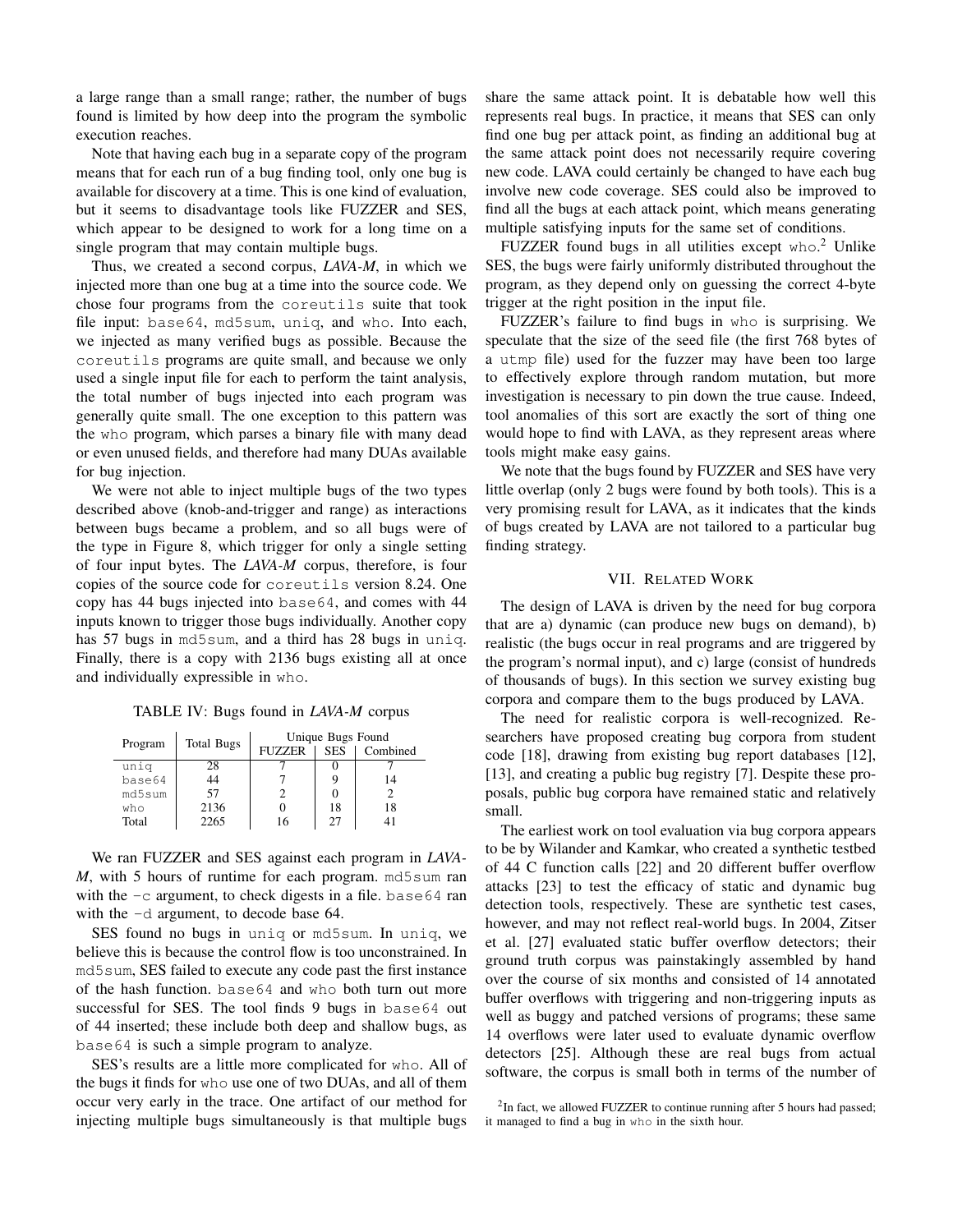a large range than a small range; rather, the number of bugs found is limited by how deep into the program the symbolic execution reaches.

Note that having each bug in a separate copy of the program means that for each run of a bug finding tool, only one bug is available for discovery at a time. This is one kind of evaluation, but it seems to disadvantage tools like FUZZER and SES, which appear to be designed to work for a long time on a single program that may contain multiple bugs.

Thus, we created a second corpus, *LAVA-M*, in which we injected more than one bug at a time into the source code. We chose four programs from the `coreutils` suite that took file input: `base64`, `md5sum`, `uniq`, and `who`. Into each, we injected as many verified bugs as possible. Because the `coreutils` programs are quite small, and because we only used a single input file for each to perform the taint analysis, the total number of bugs injected into each program was generally quite small. The one exception to this pattern was the `who` program, which parses a binary file with many dead or even unused fields, and therefore had many DUAs available for bug injection.

We were not able to inject multiple bugs of the two types described above (knob-and-trigger and range) as interactions between bugs became a problem, and so all bugs were of the type in Figure 8, which trigger for only a single setting of four input bytes. The *LAVA-M* corpus, therefore, is four copies of the source code for `coreutils` version 8.24. One copy has 44 bugs injected into `base64`, and comes with 44 inputs known to trigger those bugs individually. Another copy has 57 bugs in `md5sum`, and a third has 28 bugs in `uniq`. Finally, there is a copy with 2136 bugs existing all at once and individually expressible in `who`.

TABLE IV: Bugs found in *LAVA-M* corpus

| Program | Total Bugs | Unique Bugs Found | | |
|---|---|---|---|---|
| | | FUZZER | SES | Combined |
| `uniq` | 28 | 7 | 0 | 7 |
| `base64` | 44 | 7 | 9 | 14 |
| `md5sum` | 57 | 2 | 0 | 2 |
| `who` | 2136 | 0 | 18 | 18 |
| Total | 2265 | 16 | 27 | 41 |

We ran FUZZER and SES against each program in *LAVA-M*, with 5 hours of runtime for each program. `md5sum` ran with the `-c` argument, to check digests in a file. `base64` ran with the `-d` argument, to decode base 64.

SES found no bugs in `uniq` or `md5sum`. In `uniq`, we believe this is because the control flow is too unconstrained. In `md5sum`, SES failed to execute any code past the first instance of the hash function. `base64` and `who` both turn out more successful for SES. The tool finds 9 bugs in `base64` out of 44 inserted; these include both deep and shallow bugs, as `base64` is such a simple program to analyze.

SES's results are a little more complicated for `who`. All of the bugs it finds for `who` use one of two DUAs, and all of them occur very early in the trace. One artifact of our method for injecting multiple bugs simultaneously is that multiple bugs share the same attack point. It is debatable how well this represents real bugs. In practice, it means that SES can only find one bug per attack point, as finding an additional bug at the same attack point does not necessarily require covering new code. LAVA could certainly be changed to have each bug involve new code coverage. SES could also be improved to find all the bugs at each attack point, which means generating multiple satisfying inputs for the same set of conditions.

FUZZER found bugs in all utilities except `who`.[2] Unlike SES, the bugs were fairly uniformly distributed throughout the program, as they depend only on guessing the correct 4-byte trigger at the right position in the input file.

FUZZER's failure to find bugs in `who` is surprising. We speculate that the size of the seed file (the first 768 bytes of a `utmp` file) used for the fuzzer may have been too large to effectively explore through random mutation, but more investigation is necessary to pin down the true cause. Indeed, tool anomalies of this sort are exactly the sort of thing one would hope to find with LAVA, as they represent areas where tools might make easy gains.

We note that the bugs found by FUZZER and SES have very little overlap (only 2 bugs were found by both tools). This is a very promising result for LAVA, as it indicates that the kinds of bugs created by LAVA are not tailored to a particular bug finding strategy.

## VII. Related Work

The design of LAVA is driven by the need for bug corpora that are a) dynamic (can produce new bugs on demand), b) realistic (the bugs occur in real programs and are triggered by the program's normal input), and c) large (consist of hundreds of thousands of bugs). In this section we survey existing bug corpora and compare them to the bugs produced by LAVA.

The need for realistic corpora is well-recognized. Researchers have proposed creating bug corpora from student code [18], drawing from existing bug report databases [12], [13], and creating a public bug registry [7]. Despite these proposals, public bug corpora have remained static and relatively small.

The earliest work on tool evaluation via bug corpora appears to be by Wilander and Kamkar, who created a synthetic testbed of 44 C function calls [22] and 20 different buffer overflow attacks [23] to test the efficacy of static and dynamic bug detection tools, respectively. These are synthetic test cases, however, and may not reflect real-world bugs. In 2004, Zitser et al. [27] evaluated static buffer overflow detectors; their ground truth corpus was painstakingly assembled by hand over the course of six months and consisted of 14 annotated buffer overflows with triggering and non-triggering inputs as well as buggy and patched versions of programs; these same 14 overflows were later used to evaluate dynamic overflow detectors [25]. Although these are real bugs from actual software, the corpus is small both in terms of the number of

[2] In fact, we allowed FUZZER to continue running after 5 hours had passed; it managed to find a bug in `who` in the sixth hour.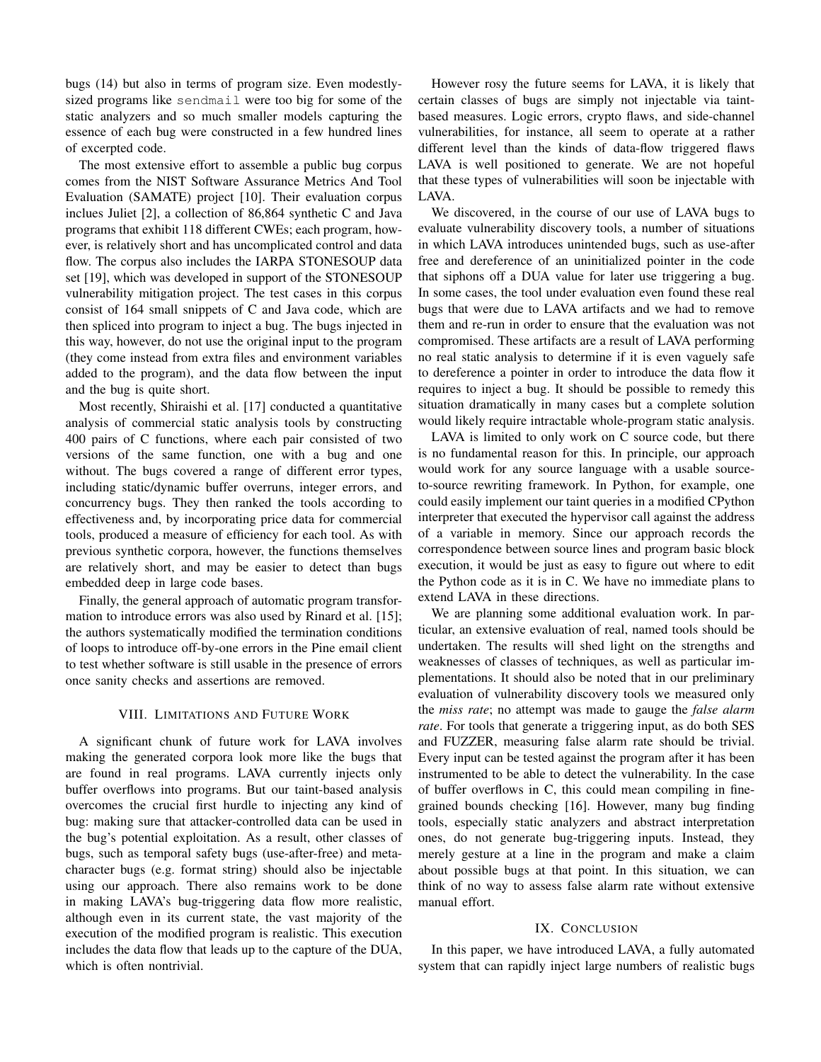bugs (14) but also in terms of program size. Even modestly-sized programs like `sendmail` were too big for some of the static analyzers and so much smaller models capturing the essence of each bug were constructed in a few hundred lines of excerpted code.

The most extensive effort to assemble a public bug corpus comes from the NIST Software Assurance Metrics And Tool Evaluation (SAMATE) project [10]. Their evaluation corpus inclues Juliet [2], a collection of 86,864 synthetic C and Java programs that exhibit 118 different CWEs; each program, however, is relatively short and has uncomplicated control and data flow. The corpus also includes the IARPA STONESOUP data set [19], which was developed in support of the STONESOUP vulnerability mitigation project. The test cases in this corpus consist of 164 small snippets of C and Java code, which are then spliced into program to inject a bug. The bugs injected in this way, however, do not use the original input to the program (they come instead from extra files and environment variables added to the program), and the data flow between the input and the bug is quite short.

Most recently, Shiraishi et al. [17] conducted a quantitative analysis of commercial static analysis tools by constructing 400 pairs of C functions, where each pair consisted of two versions of the same function, one with a bug and one without. The bugs covered a range of different error types, including static/dynamic buffer overruns, integer errors, and concurrency bugs. They then ranked the tools according to effectiveness and, by incorporating price data for commercial tools, produced a measure of efficiency for each tool. As with previous synthetic corpora, however, the functions themselves are relatively short, and may be easier to detect than bugs embedded deep in large code bases.

Finally, the general approach of automatic program transformation to introduce errors was also used by Rinard et al. [15]; the authors systematically modified the termination conditions of loops to introduce off-by-one errors in the Pine email client to test whether software is still usable in the presence of errors once sanity checks and assertions are removed.

## VIII. Limitations and Future Work

A significant chunk of future work for LAVA involves making the generated corpora look more like the bugs that are found in real programs. LAVA currently injects only buffer overflows into programs. But our taint-based analysis overcomes the crucial first hurdle to injecting any kind of bug: making sure that attacker-controlled data can be used in the bug's potential exploitation. As a result, other classes of bugs, such as temporal safety bugs (use-after-free) and meta-character bugs (e.g. format string) should also be injectable using our approach. There also remains work to be done in making LAVA's bug-triggering data flow more realistic, although even in its current state, the vast majority of the execution of the modified program is realistic. This execution includes the data flow that leads up to the capture of the DUA, which is often nontrivial.

However rosy the future seems for LAVA, it is likely that certain classes of bugs are simply not injectable via taint-based measures. Logic errors, crypto flaws, and side-channel vulnerabilities, for instance, all seem to operate at a rather different level than the kinds of data-flow triggered flaws LAVA is well positioned to generate. We are not hopeful that these types of vulnerabilities will soon be injectable with LAVA.

We discovered, in the course of our use of LAVA bugs to evaluate vulnerability discovery tools, a number of situations in which LAVA introduces unintended bugs, such as use-after free and dereference of an uninitialized pointer in the code that siphons off a DUA value for later use triggering a bug. In some cases, the tool under evaluation even found these real bugs that were due to LAVA artifacts and we had to remove them and re-run in order to ensure that the evaluation was not compromised. These artifacts are a result of LAVA performing no real static analysis to determine if it is even vaguely safe to dereference a pointer in order to introduce the data flow it requires to inject a bug. It should be possible to remedy this situation dramatically in many cases but a complete solution would likely require intractable whole-program static analysis.

LAVA is limited to only work on C source code, but there is no fundamental reason for this. In principle, our approach would work for any source language with a usable source-to-source rewriting framework. In Python, for example, one could easily implement our taint queries in a modified CPython interpreter that executed the hypervisor call against the address of a variable in memory. Since our approach records the correspondence between source lines and program basic block execution, it would be just as easy to figure out where to edit the Python code as it is in C. We have no immediate plans to extend LAVA in these directions.

We are planning some additional evaluation work. In particular, an extensive evaluation of real, named tools should be undertaken. The results will shed light on the strengths and weaknesses of classes of techniques, as well as particular implementations. It should also be noted that in our preliminary evaluation of vulnerability discovery tools we measured only the *miss rate*; no attempt was made to gauge the *false alarm rate*. For tools that generate a triggering input, as do both SES and FUZZER, measuring false alarm rate should be trivial. Every input can be tested against the program after it has been instrumented to be able to detect the vulnerability. In the case of buffer overflows in C, this could mean compiling in fine-grained bounds checking [16]. However, many bug finding tools, especially static analyzers and abstract interpretation ones, do not generate bug-triggering inputs. Instead, they merely gesture at a line in the program and make a claim about possible bugs at that point. In this situation, we can think of no way to assess false alarm rate without extensive manual effort.

## IX. Conclusion

In this paper, we have introduced LAVA, a fully automated system that can rapidly inject large numbers of realistic bugs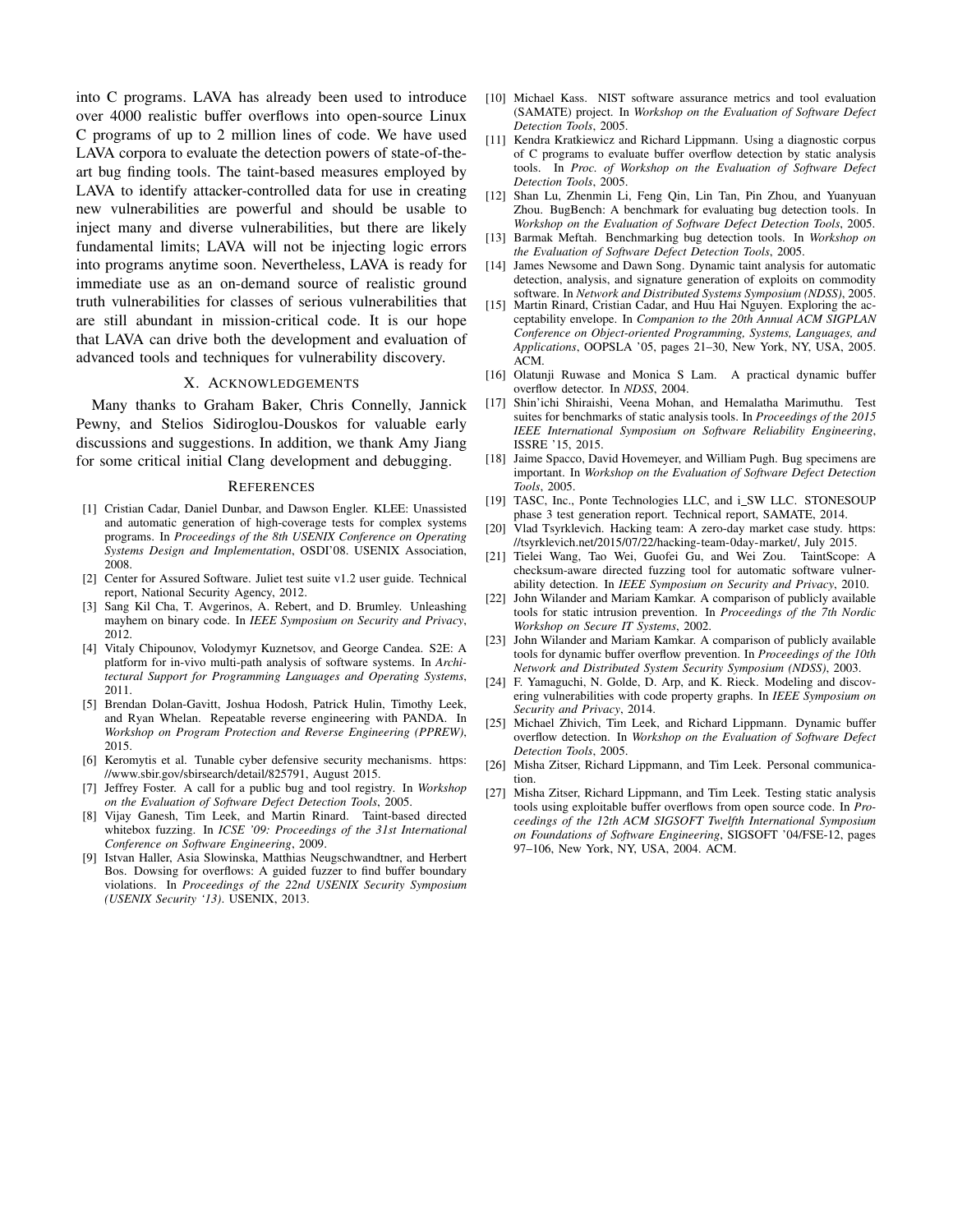into C programs. LAVA has already been used to introduce over 4000 realistic buffer overflows into open-source Linux C programs of up to 2 million lines of code. We have used LAVA corpora to evaluate the detection powers of state-of-the-art bug finding tools. The taint-based measures employed by LAVA to identify attacker-controlled data for use in creating new vulnerabilities are powerful and should be usable to inject many and diverse vulnerabilities, but there are likely fundamental limits; LAVA will not be injecting logic errors into programs anytime soon. Nevertheless, LAVA is ready for immediate use as an on-demand source of realistic ground truth vulnerabilities for classes of serious vulnerabilities that are still abundant in mission-critical code. It is our hope that LAVA can drive both the development and evaluation of advanced tools and techniques for vulnerability discovery.

## X. Acknowledgements

Many thanks to Graham Baker, Chris Connelly, Jannick Pewny, and Stelios Sidiroglou-Douskos for valuable early discussions and suggestions. In addition, we thank Amy Jiang for some critical initial Clang development and debugging.

## References

[1] Cristian Cadar, Daniel Dunbar, and Dawson Engler. KLEE: Unassisted and automatic generation of high-coverage tests for complex systems programs. In *Proceedings of the 8th USENIX Conference on Operating Systems Design and Implementation*, OSDI'08. USENIX Association, 2008.

[2] Center for Assured Software. Juliet test suite v1.2 user guide. Technical report, National Security Agency, 2012.

[3] Sang Kil Cha, T. Avgerinos, A. Rebert, and D. Brumley. Unleashing mayhem on binary code. In *IEEE Symposium on Security and Privacy*, 2012.

[4] Vitaly Chipounov, Volodymyr Kuznetsov, and George Candea. S2E: A platform for in-vivo multi-path analysis of software systems. In *Architectural Support for Programming Languages and Operating Systems*, 2011.

[5] Brendan Dolan-Gavitt, Joshua Hodosh, Patrick Hulin, Timothy Leek, and Ryan Whelan. Repeatable reverse engineering with PANDA. In *Workshop on Program Protection and Reverse Engineering (PPREW)*, 2015.

[6] Keromytis et al. Tunable cyber defensive security mechanisms. https://www.sbir.gov/sbirsearch/detail/825791, August 2015.

[7] Jeffrey Foster. A call for a public bug and tool registry. In *Workshop on the Evaluation of Software Defect Detection Tools*, 2005.

[8] Vijay Ganesh, Tim Leek, and Martin Rinard. Taint-based directed whitebox fuzzing. In *ICSE '09: Proceedings of the 31st International Conference on Software Engineering*, 2009.

[9] Istvan Haller, Asia Slowinska, Matthias Neugschwandtner, and Herbert Bos. Dowsing for overflows: A guided fuzzer to find buffer boundary violations. In *Proceedings of the 22nd USENIX Security Symposium (USENIX Security '13)*. USENIX, 2013.

[10] Michael Kass. NIST software assurance metrics and tool evaluation (SAMATE) project. In *Workshop on the Evaluation of Software Defect Detection Tools*, 2005.

[11] Kendra Kratkiewicz and Richard Lippmann. Using a diagnostic corpus of C programs to evaluate buffer overflow detection by static analysis tools. In *Proc. of Workshop on the Evaluation of Software Defect Detection Tools*, 2005.

[12] Shan Lu, Zhenmin Li, Feng Qin, Lin Tan, Pin Zhou, and Yuanyuan Zhou. BugBench: A benchmark for evaluating bug detection tools. In *Workshop on the Evaluation of Software Defect Detection Tools*, 2005.

[13] Barmak Meftah. Benchmarking bug detection tools. In *Workshop on the Evaluation of Software Defect Detection Tools*, 2005.

[14] James Newsome and Dawn Song. Dynamic taint analysis for automatic detection, analysis, and signature generation of exploits on commodity software. In *Network and Distributed Systems Symposium (NDSS)*, 2005.

[15] Martin Rinard, Cristian Cadar, and Huu Hai Nguyen. Exploring the acceptability envelope. In *Companion to the 20th Annual ACM SIGPLAN Conference on Object-oriented Programming, Systems, Languages, and Applications*, OOPSLA '05, pages 21–30, New York, NY, USA, 2005. ACM.

[16] Olatunji Ruwase and Monica S Lam. A practical dynamic buffer overflow detector. In *NDSS*, 2004.

[17] Shin'ichi Shiraishi, Veena Mohan, and Hemalatha Marimuthu. Test suites for benchmarks of static analysis tools. In *Proceedings of the 2015 IEEE International Symposium on Software Reliability Engineering*, ISSRE '15, 2015.

[18] Jaime Spacco, David Hovemeyer, and William Pugh. Bug specimens are important. In *Workshop on the Evaluation of Software Defect Detection Tools*, 2005.

[19] TASC, Inc., Ponte Technologies LLC, and i_SW LLC. STONESOUP phase 3 test generation report. Technical report, SAMATE, 2014.

[20] Vlad Tsyrklevich. Hacking team: A zero-day market case study. https://tsyrklevich.net/2015/07/22/hacking-team-0day-market/, July 2015.

[21] Tielei Wang, Tao Wei, Guofei Gu, and Wei Zou. TaintScope: A checksum-aware directed fuzzing tool for automatic software vulnerability detection. In *IEEE Symposium on Security and Privacy*, 2010.

[22] John Wilander and Mariam Kamkar. A comparison of publicly available tools for static intrusion prevention. In *Proceedings of the 7th Nordic Workshop on Secure IT Systems*, 2002.

[23] John Wilander and Mariam Kamkar. A comparison of publicly available tools for dynamic buffer overflow prevention. In *Proceedings of the 10th Network and Distributed System Security Symposium (NDSS)*, 2003.

[24] F. Yamaguchi, N. Golde, D. Arp, and K. Rieck. Modeling and discovering vulnerabilities with code property graphs. In *IEEE Symposium on Security and Privacy*, 2014.

[25] Michael Zhivich, Tim Leek, and Richard Lippmann. Dynamic buffer overflow detection. In *Workshop on the Evaluation of Software Defect Detection Tools*, 2005.

[26] Misha Zitser, Richard Lippmann, and Tim Leek. Personal communication.

[27] Misha Zitser, Richard Lippmann, and Tim Leek. Testing static analysis tools using exploitable buffer overflows from open source code. In *Proceedings of the 12th ACM SIGSOFT Twelfth International Symposium on Foundations of Software Engineering*, SIGSOFT '04/FSE-12, pages 97–106, New York, NY, USA, 2004. ACM.